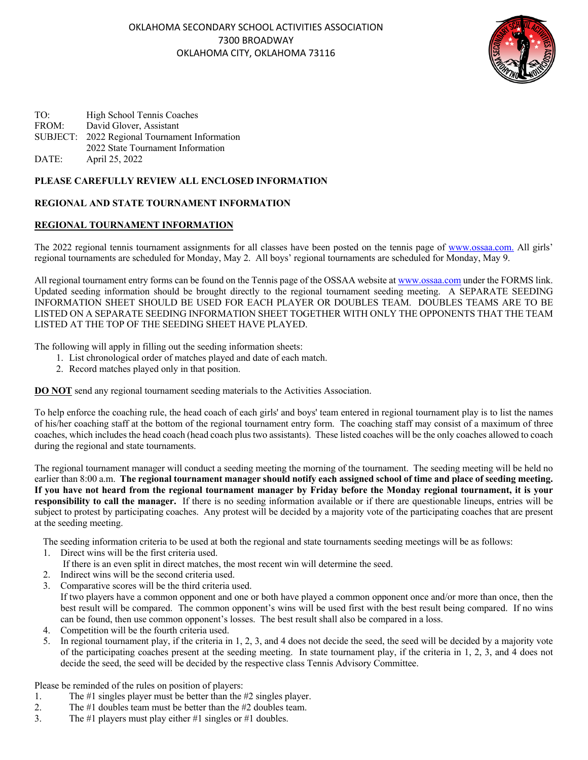OKLAHOMA SECONDARY SCHOOL ACTIVITIES ASSOCIATION
7300 BROADWAY
OKLAHOMA CITY, OKLAHOMA 73116

TO: High School Tennis Coaches
FROM: David Glover, Assistant
SUBJECT: 2022 Regional Tournament Information
2022 State Tournament Information
DATE: April 25, 2022

**PLEASE CAREFULLY REVIEW ALL ENCLOSED INFORMATION**

**REGIONAL AND STATE TOURNAMENT INFORMATION**

## REGIONAL TOURNAMENT INFORMATION

The 2022 regional tennis tournament assignments for all classes have been posted on the tennis page of www.ossaa.com. All girls' regional tournaments are scheduled for Monday, May 2. All boys' regional tournaments are scheduled for Monday, May 9.

All regional tournament entry forms can be found on the Tennis page of the OSSAA website at www.ossaa.com under the FORMS link. Updated seeding information should be brought directly to the regional tournament seeding meeting. A SEPARATE SEEDING INFORMATION SHEET SHOULD BE USED FOR EACH PLAYER OR DOUBLES TEAM. DOUBLES TEAMS ARE TO BE LISTED ON A SEPARATE SEEDING INFORMATION SHEET TOGETHER WITH ONLY THE OPPONENTS THAT THE TEAM LISTED AT THE TOP OF THE SEEDING SHEET HAVE PLAYED.

The following will apply in filling out the seeding information sheets:

1. List chronological order of matches played and date of each match.
2. Record matches played only in that position.

**DO NOT** send any regional tournament seeding materials to the Activities Association.

To help enforce the coaching rule, the head coach of each girls' and boys' team entered in regional tournament play is to list the names of his/her coaching staff at the bottom of the regional tournament entry form. The coaching staff may consist of a maximum of three coaches, which includes the head coach (head coach plus two assistants). These listed coaches will be the only coaches allowed to coach during the regional and state tournaments.

The regional tournament manager will conduct a seeding meeting the morning of the tournament. The seeding meeting will be held no earlier than 8:00 a.m. **The regional tournament manager should notify each assigned school of time and place of seeding meeting. If you have not heard from the regional tournament manager by Friday before the Monday regional tournament, it is your responsibility to call the manager.** If there is no seeding information available or if there are questionable lineups, entries will be subject to protest by participating coaches. Any protest will be decided by a majority vote of the participating coaches that are present at the seeding meeting.

The seeding information criteria to be used at both the regional and state tournaments seeding meetings will be as follows:

1. Direct wins will be the first criteria used.
   If there is an even split in direct matches, the most recent win will determine the seed.
2. Indirect wins will be the second criteria used.
3. Comparative scores will be the third criteria used.
   If two players have a common opponent and one or both have played a common opponent once and/or more than once, then the best result will be compared. The common opponent's wins will be used first with the best result being compared. If no wins can be found, then use common opponent's losses. The best result shall also be compared in a loss.
4. Competition will be the fourth criteria used.
5. In regional tournament play, if the criteria in 1, 2, 3, and 4 does not decide the seed, the seed will be decided by a majority vote of the participating coaches present at the seeding meeting. In state tournament play, if the criteria in 1, 2, 3, and 4 does not decide the seed, the seed will be decided by the respective class Tennis Advisory Committee.

Please be reminded of the rules on position of players:

1. The #1 singles player must be better than the #2 singles player.
2. The #1 doubles team must be better than the #2 doubles team.
3. The #1 players must play either #1 singles or #1 doubles.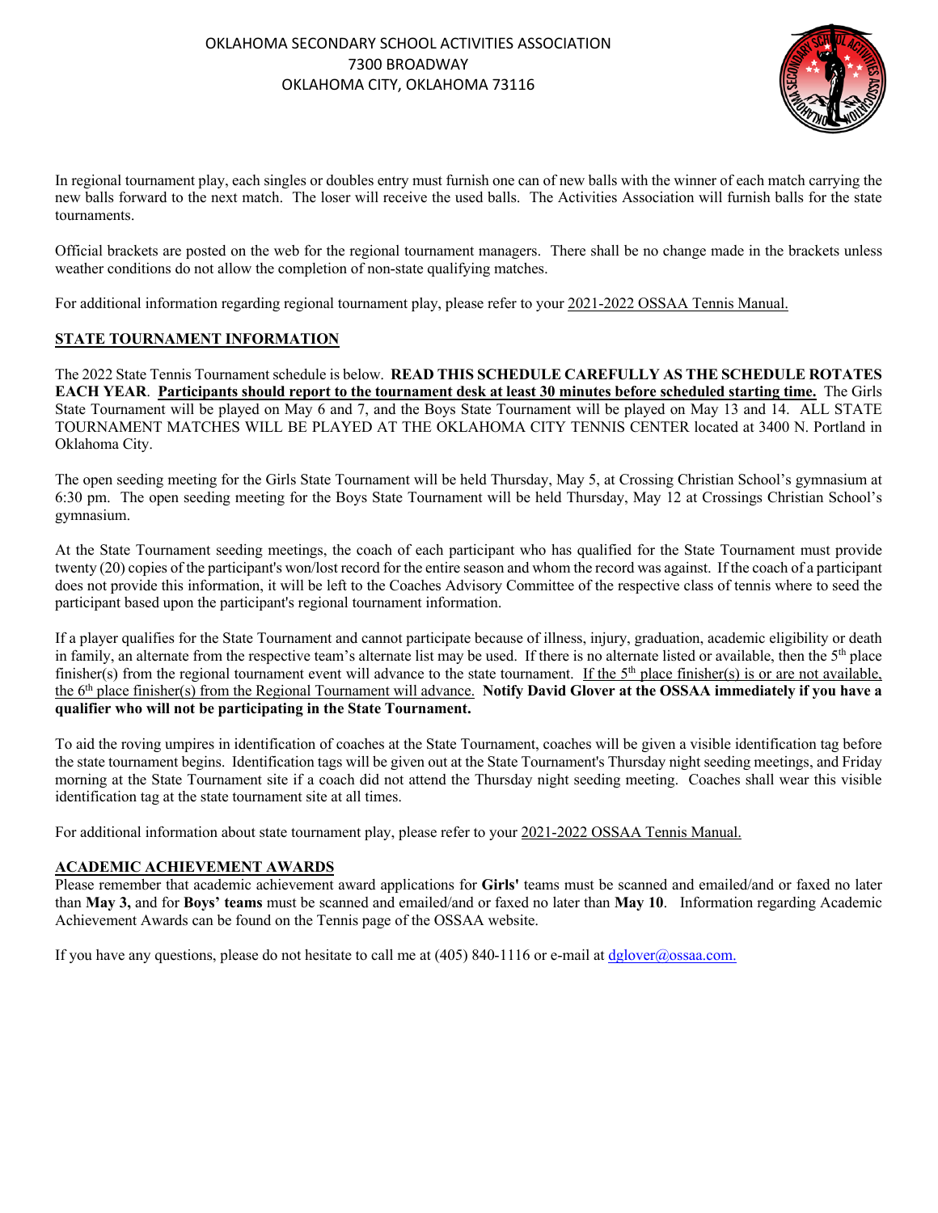In regional tournament play, each singles or doubles entry must furnish one can of new balls with the winner of each match carrying the new balls forward to the next match. The loser will receive the used balls. The Activities Association will furnish balls for the state tournaments.

Official brackets are posted on the web for the regional tournament managers. There shall be no change made in the brackets unless weather conditions do not allow the completion of non-state qualifying matches.

For additional information regarding regional tournament play, please refer to your 2021-2022 OSSAA Tennis Manual.

## STATE TOURNAMENT INFORMATION

The 2022 State Tennis Tournament schedule is below. **READ THIS SCHEDULE CAREFULLY AS THE SCHEDULE ROTATES EACH YEAR**. **Participants should report to the tournament desk at least 30 minutes before scheduled starting time.** The Girls State Tournament will be played on May 6 and 7, and the Boys State Tournament will be played on May 13 and 14. ALL STATE TOURNAMENT MATCHES WILL BE PLAYED AT THE OKLAHOMA CITY TENNIS CENTER located at 3400 N. Portland in Oklahoma City.

The open seeding meeting for the Girls State Tournament will be held Thursday, May 5, at Crossing Christian School's gymnasium at 6:30 pm. The open seeding meeting for the Boys State Tournament will be held Thursday, May 12 at Crossings Christian School's gymnasium.

At the State Tournament seeding meetings, the coach of each participant who has qualified for the State Tournament must provide twenty (20) copies of the participant's won/lost record for the entire season and whom the record was against. If the coach of a participant does not provide this information, it will be left to the Coaches Advisory Committee of the respective class of tennis where to seed the participant based upon the participant's regional tournament information.

If a player qualifies for the State Tournament and cannot participate because of illness, injury, graduation, academic eligibility or death in family, an alternate from the respective team's alternate list may be used. If there is no alternate listed or available, then the 5th place finisher(s) from the regional tournament event will advance to the state tournament. If the 5th place finisher(s) is or are not available, the 6th place finisher(s) from the Regional Tournament will advance. **Notify David Glover at the OSSAA immediately if you have a qualifier who will not be participating in the State Tournament.**

To aid the roving umpires in identification of coaches at the State Tournament, coaches will be given a visible identification tag before the state tournament begins. Identification tags will be given out at the State Tournament's Thursday night seeding meetings, and Friday morning at the State Tournament site if a coach did not attend the Thursday night seeding meeting. Coaches shall wear this visible identification tag at the state tournament site at all times.

For additional information about state tournament play, please refer to your 2021-2022 OSSAA Tennis Manual.

## ACADEMIC ACHIEVEMENT AWARDS

Please remember that academic achievement award applications for **Girls'** teams must be scanned and emailed/and or faxed no later than **May 3,** and for **Boys' teams** must be scanned and emailed/and or faxed no later than **May 10**. Information regarding Academic Achievement Awards can be found on the Tennis page of the OSSAA website.

If you have any questions, please do not hesitate to call me at (405) 840-1116 or e-mail at dglover@ossaa.com.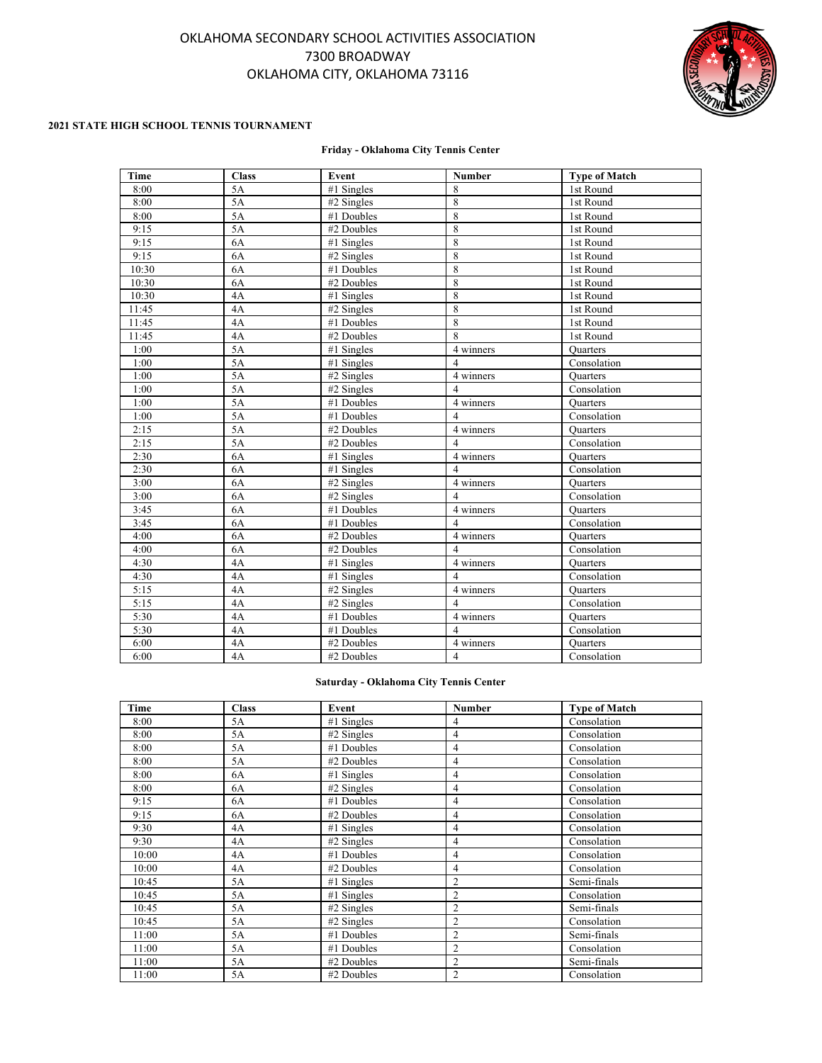OKLAHOMA SECONDARY SCHOOL ACTIVITIES ASSOCIATION
7300 BROADWAY
OKLAHOMA CITY, OKLAHOMA 73116

**2021 STATE HIGH SCHOOL TENNIS TOURNAMENT**

**Friday - Oklahoma City Tennis Center**

| Time | Class | Event | Number | Type of Match |
|---|---|---|---|---|
| 8:00 | 5A | #1 Singles | 8 | 1st Round |
| 8:00 | 5A | #2 Singles | 8 | 1st Round |
| 8:00 | 5A | #1 Doubles | 8 | 1st Round |
| 9:15 | 5A | #2 Doubles | 8 | 1st Round |
| 9:15 | 6A | #1 Singles | 8 | 1st Round |
| 9:15 | 6A | #2 Singles | 8 | 1st Round |
| 10:30 | 6A | #1 Doubles | 8 | 1st Round |
| 10:30 | 6A | #2 Doubles | 8 | 1st Round |
| 10:30 | 4A | #1 Singles | 8 | 1st Round |
| 11:45 | 4A | #2 Singles | 8 | 1st Round |
| 11:45 | 4A | #1 Doubles | 8 | 1st Round |
| 11:45 | 4A | #2 Doubles | 8 | 1st Round |
| 1:00 | 5A | #1 Singles | 4 winners | Quarters |
| 1:00 | 5A | #1 Singles | 4 | Consolation |
| 1:00 | 5A | #2 Singles | 4 winners | Quarters |
| 1:00 | 5A | #2 Singles | 4 | Consolation |
| 1:00 | 5A | #1 Doubles | 4 winners | Quarters |
| 1:00 | 5A | #1 Doubles | 4 | Consolation |
| 2:15 | 5A | #2 Doubles | 4 winners | Quarters |
| 2:15 | 5A | #2 Doubles | 4 | Consolation |
| 2:30 | 6A | #1 Singles | 4 winners | Quarters |
| 2:30 | 6A | #1 Singles | 4 | Consolation |
| 3:00 | 6A | #2 Singles | 4 winners | Quarters |
| 3:00 | 6A | #2 Singles | 4 | Consolation |
| 3:45 | 6A | #1 Doubles | 4 winners | Quarters |
| 3:45 | 6A | #1 Doubles | 4 | Consolation |
| 4:00 | 6A | #2 Doubles | 4 winners | Quarters |
| 4:00 | 6A | #2 Doubles | 4 | Consolation |
| 4:30 | 4A | #1 Singles | 4 winners | Quarters |
| 4:30 | 4A | #1 Singles | 4 | Consolation |
| 5:15 | 4A | #2 Singles | 4 winners | Quarters |
| 5:15 | 4A | #2 Singles | 4 | Consolation |
| 5:30 | 4A | #1 Doubles | 4 winners | Quarters |
| 5:30 | 4A | #1 Doubles | 4 | Consolation |
| 6:00 | 4A | #2 Doubles | 4 winners | Quarters |
| 6:00 | 4A | #2 Doubles | 4 | Consolation |

**Saturday - Oklahoma City Tennis Center**

| Time | Class | Event | Number | Type of Match |
|---|---|---|---|---|
| 8:00 | 5A | #1 Singles | 4 | Consolation |
| 8:00 | 5A | #2 Singles | 4 | Consolation |
| 8:00 | 5A | #1 Doubles | 4 | Consolation |
| 8:00 | 5A | #2 Doubles | 4 | Consolation |
| 8:00 | 6A | #1 Singles | 4 | Consolation |
| 8:00 | 6A | #2 Singles | 4 | Consolation |
| 9:15 | 6A | #1 Doubles | 4 | Consolation |
| 9:15 | 6A | #2 Doubles | 4 | Consolation |
| 9:30 | 4A | #1 Singles | 4 | Consolation |
| 9:30 | 4A | #2 Singles | 4 | Consolation |
| 10:00 | 4A | #1 Doubles | 4 | Consolation |
| 10:00 | 4A | #2 Doubles | 4 | Consolation |
| 10:45 | 5A | #1 Singles | 2 | Semi-finals |
| 10:45 | 5A | #1 Singles | 2 | Consolation |
| 10:45 | 5A | #2 Singles | 2 | Semi-finals |
| 10:45 | 5A | #2 Singles | 2 | Consolation |
| 11:00 | 5A | #1 Doubles | 2 | Semi-finals |
| 11:00 | 5A | #1 Doubles | 2 | Consolation |
| 11:00 | 5A | #2 Doubles | 2 | Semi-finals |
| 11:00 | 5A | #2 Doubles | 2 | Consolation |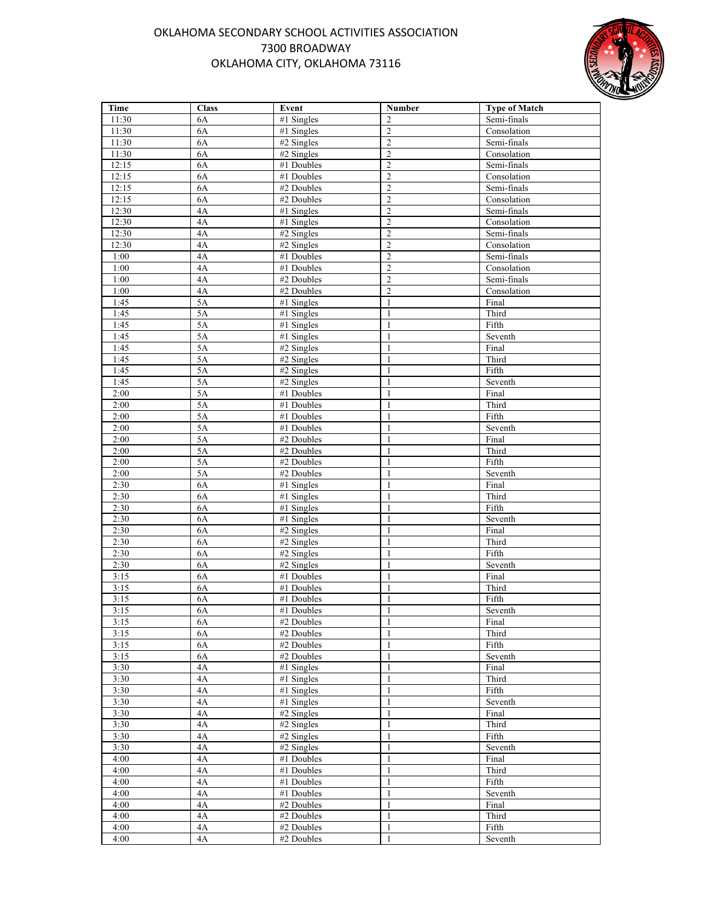OKLAHOMA SECONDARY SCHOOL ACTIVITIES ASSOCIATION
7300 BROADWAY
OKLAHOMA CITY, OKLAHOMA 73116

| Time | Class | Event | Number | Type of Match |
|---|---|---|---|---|
| 11:30 | 6A | #1 Singles | 2 | Semi-finals |
| 11:30 | 6A | #1 Singles | 2 | Consolation |
| 11:30 | 6A | #2 Singles | 2 | Semi-finals |
| 11:30 | 6A | #2 Singles | 2 | Consolation |
| 12:15 | 6A | #1 Doubles | 2 | Semi-finals |
| 12:15 | 6A | #1 Doubles | 2 | Consolation |
| 12:15 | 6A | #2 Doubles | 2 | Semi-finals |
| 12:15 | 6A | #2 Doubles | 2 | Consolation |
| 12:30 | 4A | #1 Singles | 2 | Semi-finals |
| 12:30 | 4A | #1 Singles | 2 | Consolation |
| 12:30 | 4A | #2 Singles | 2 | Semi-finals |
| 12:30 | 4A | #2 Singles | 2 | Consolation |
| 1:00 | 4A | #1 Doubles | 2 | Semi-finals |
| 1:00 | 4A | #1 Doubles | 2 | Consolation |
| 1:00 | 4A | #2 Doubles | 2 | Semi-finals |
| 1:00 | 4A | #2 Doubles | 2 | Consolation |
| 1:45 | 5A | #1 Singles | 1 | Final |
| 1:45 | 5A | #1 Singles | 1 | Third |
| 1:45 | 5A | #1 Singles | 1 | Fifth |
| 1:45 | 5A | #1 Singles | 1 | Seventh |
| 1:45 | 5A | #2 Singles | 1 | Final |
| 1:45 | 5A | #2 Singles | 1 | Third |
| 1:45 | 5A | #2 Singles | 1 | Fifth |
| 1:45 | 5A | #2 Singles | 1 | Seventh |
| 2:00 | 5A | #1 Doubles | 1 | Final |
| 2:00 | 5A | #1 Doubles | 1 | Third |
| 2:00 | 5A | #1 Doubles | 1 | Fifth |
| 2:00 | 5A | #1 Doubles | 1 | Seventh |
| 2:00 | 5A | #2 Doubles | 1 | Final |
| 2:00 | 5A | #2 Doubles | 1 | Third |
| 2:00 | 5A | #2 Doubles | 1 | Fifth |
| 2:00 | 5A | #2 Doubles | 1 | Seventh |
| 2:30 | 6A | #1 Singles | 1 | Final |
| 2:30 | 6A | #1 Singles | 1 | Third |
| 2:30 | 6A | #1 Singles | 1 | Fifth |
| 2:30 | 6A | #1 Singles | 1 | Seventh |
| 2:30 | 6A | #2 Singles | 1 | Final |
| 2:30 | 6A | #2 Singles | 1 | Third |
| 2:30 | 6A | #2 Singles | 1 | Fifth |
| 2:30 | 6A | #2 Singles | 1 | Seventh |
| 3:15 | 6A | #1 Doubles | 1 | Final |
| 3:15 | 6A | #1 Doubles | 1 | Third |
| 3:15 | 6A | #1 Doubles | 1 | Fifth |
| 3:15 | 6A | #1 Doubles | 1 | Seventh |
| 3:15 | 6A | #2 Doubles | 1 | Final |
| 3:15 | 6A | #2 Doubles | 1 | Third |
| 3:15 | 6A | #2 Doubles | 1 | Fifth |
| 3:15 | 6A | #2 Doubles | 1 | Seventh |
| 3:30 | 4A | #1 Singles | 1 | Final |
| 3:30 | 4A | #1 Singles | 1 | Third |
| 3:30 | 4A | #1 Singles | 1 | Fifth |
| 3:30 | 4A | #1 Singles | 1 | Seventh |
| 3:30 | 4A | #2 Singles | 1 | Final |
| 3:30 | 4A | #2 Singles | 1 | Third |
| 3:30 | 4A | #2 Singles | 1 | Fifth |
| 3:30 | 4A | #2 Singles | 1 | Seventh |
| 4:00 | 4A | #1 Doubles | 1 | Final |
| 4:00 | 4A | #1 Doubles | 1 | Third |
| 4:00 | 4A | #1 Doubles | 1 | Fifth |
| 4:00 | 4A | #1 Doubles | 1 | Seventh |
| 4:00 | 4A | #2 Doubles | 1 | Final |
| 4:00 | 4A | #2 Doubles | 1 | Third |
| 4:00 | 4A | #2 Doubles | 1 | Fifth |
| 4:00 | 4A | #2 Doubles | 1 | Seventh |